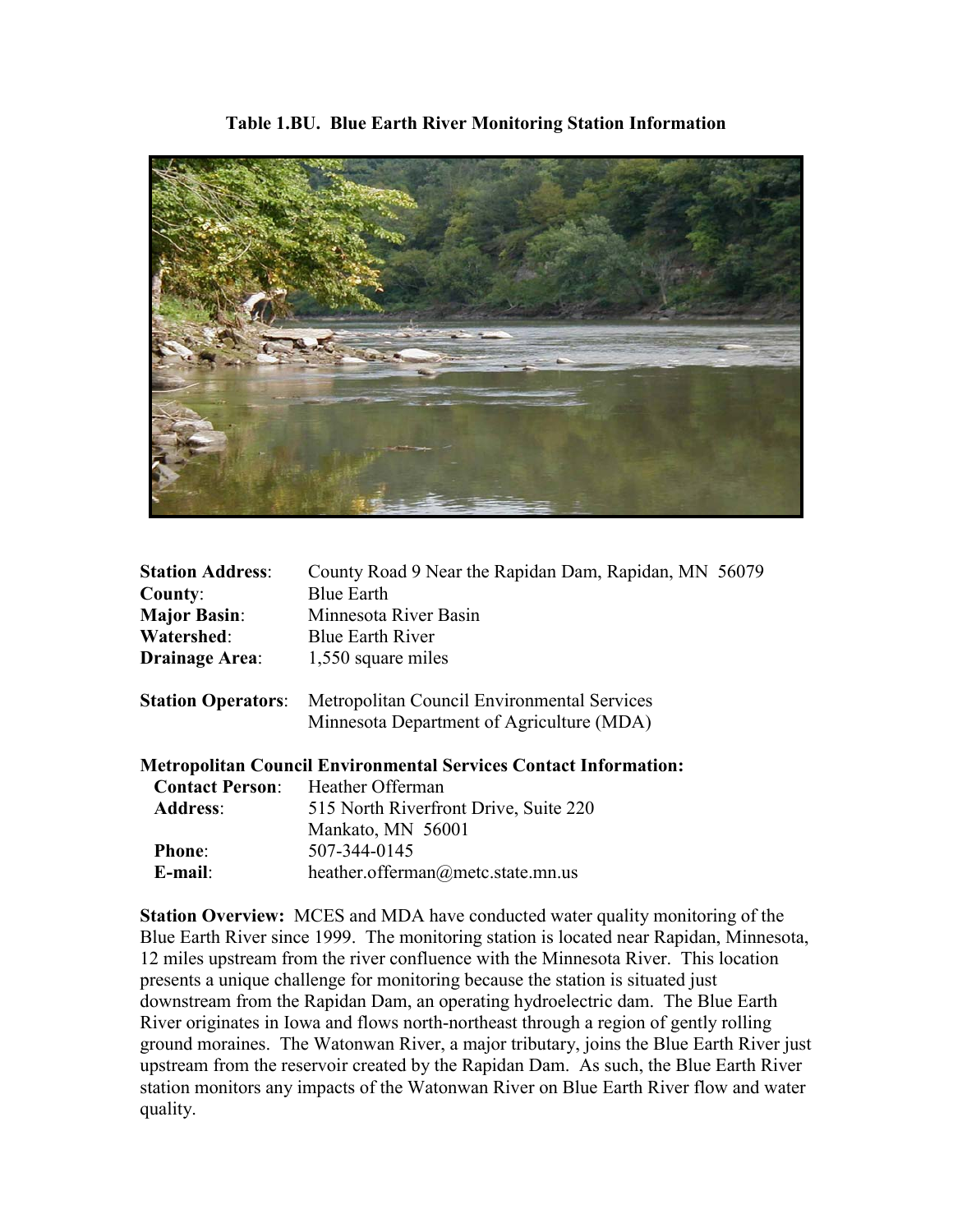**Table 1.BU. Blue Earth River Monitoring Station Information**

**Station Address**: County Road 9 Near the Rapidan Dam, Rapidan, MN 56079
**County**: Blue Earth
**Major Basin**: Minnesota River Basin
**Watershed**: Blue Earth River
**Drainage Area**: 1,550 square miles

**Station Operators**: Metropolitan Council Environmental Services
Minnesota Department of Agriculture (MDA)

**Metropolitan Council Environmental Services Contact Information:**

**Contact Person**: Heather Offerman
**Address**: 515 North Riverfront Drive, Suite 220
Mankato, MN 56001
**Phone**: 507-344-0145
**E-mail**: heather.offerman@metc.state.mn.us

**Station Overview:** MCES and MDA have conducted water quality monitoring of the Blue Earth River since 1999. The monitoring station is located near Rapidan, Minnesota, 12 miles upstream from the river confluence with the Minnesota River. This location presents a unique challenge for monitoring because the station is situated just downstream from the Rapidan Dam, an operating hydroelectric dam. The Blue Earth River originates in Iowa and flows north-northeast through a region of gently rolling ground moraines. The Watonwan River, a major tributary, joins the Blue Earth River just upstream from the reservoir created by the Rapidan Dam. As such, the Blue Earth River station monitors any impacts of the Watonwan River on Blue Earth River flow and water quality.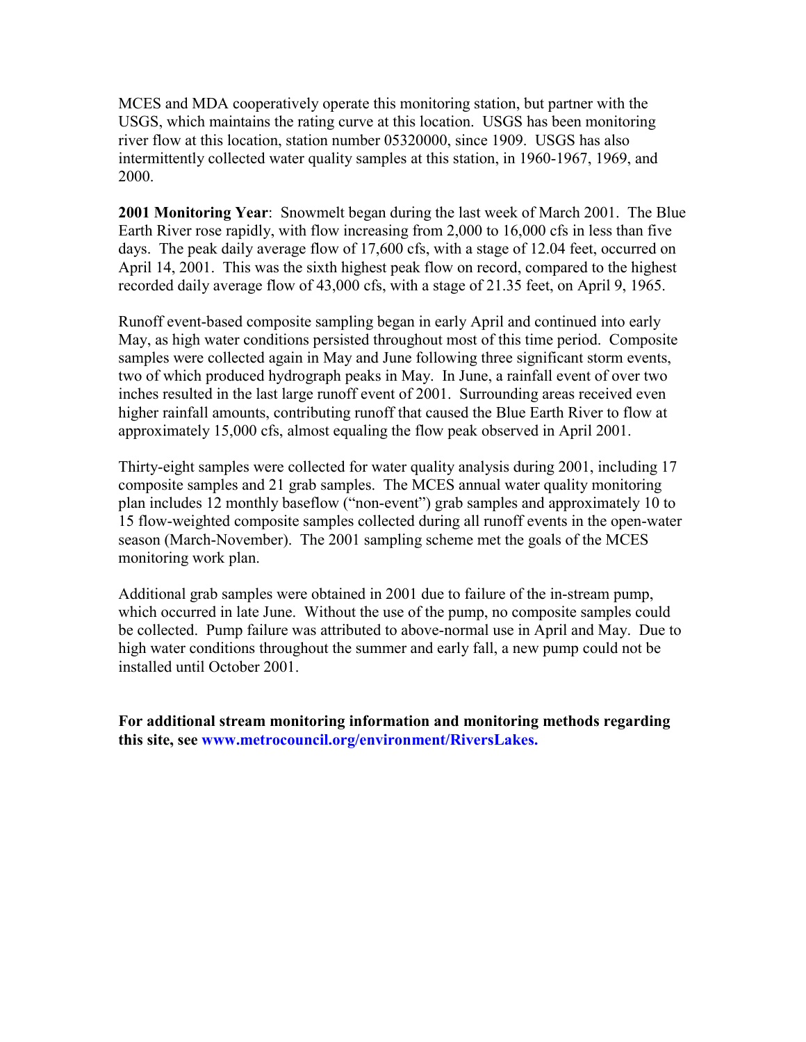MCES and MDA cooperatively operate this monitoring station, but partner with the USGS, which maintains the rating curve at this location. USGS has been monitoring river flow at this location, station number 05320000, since 1909. USGS has also intermittently collected water quality samples at this station, in 1960-1967, 1969, and 2000.

**2001 Monitoring Year**: Snowmelt began during the last week of March 2001. The Blue Earth River rose rapidly, with flow increasing from 2,000 to 16,000 cfs in less than five days. The peak daily average flow of 17,600 cfs, with a stage of 12.04 feet, occurred on April 14, 2001. This was the sixth highest peak flow on record, compared to the highest recorded daily average flow of 43,000 cfs, with a stage of 21.35 feet, on April 9, 1965.

Runoff event-based composite sampling began in early April and continued into early May, as high water conditions persisted throughout most of this time period. Composite samples were collected again in May and June following three significant storm events, two of which produced hydrograph peaks in May. In June, a rainfall event of over two inches resulted in the last large runoff event of 2001. Surrounding areas received even higher rainfall amounts, contributing runoff that caused the Blue Earth River to flow at approximately 15,000 cfs, almost equaling the flow peak observed in April 2001.

Thirty-eight samples were collected for water quality analysis during 2001, including 17 composite samples and 21 grab samples. The MCES annual water quality monitoring plan includes 12 monthly baseflow ("non-event") grab samples and approximately 10 to 15 flow-weighted composite samples collected during all runoff events in the open-water season (March-November). The 2001 sampling scheme met the goals of the MCES monitoring work plan.

Additional grab samples were obtained in 2001 due to failure of the in-stream pump, which occurred in late June. Without the use of the pump, no composite samples could be collected. Pump failure was attributed to above-normal use in April and May. Due to high water conditions throughout the summer and early fall, a new pump could not be installed until October 2001.

**For additional stream monitoring information and monitoring methods regarding this site, see www.metrocouncil.org/environment/RiversLakes.**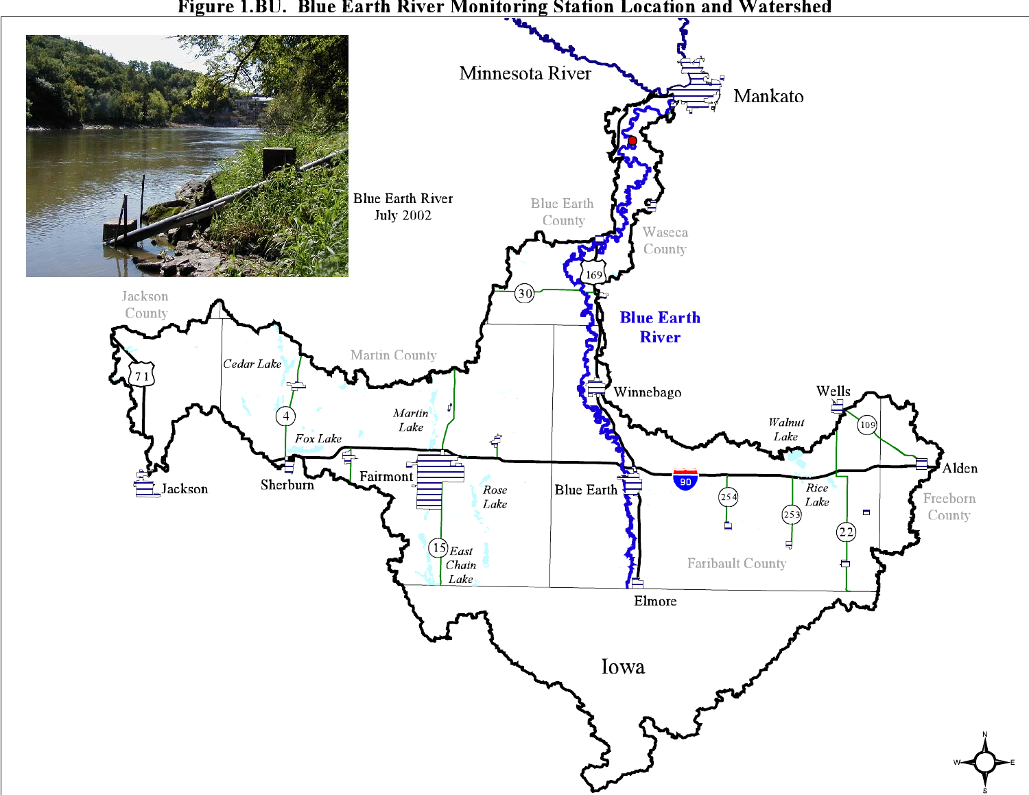# Figure 1.BU. Blue Earth River Monitoring Station Location and Watershed

Blue Earth River
July 2002

Minnesota River

Mankato

Blue Earth County

Waseca County

169

30

Blue Earth River

Jackson County

Martin County

71

Cedar Lake

4

Martin Lake

Fox Lake

Winnebago

Wells

Walnut Lake

109

Alden

Jackson

Sherburn

Fairmont

Rose Lake

Blue Earth

90

254

Rice Lake

253

22

Freeborn County

15

East Chain Lake

Faribault County

Elmore

Iowa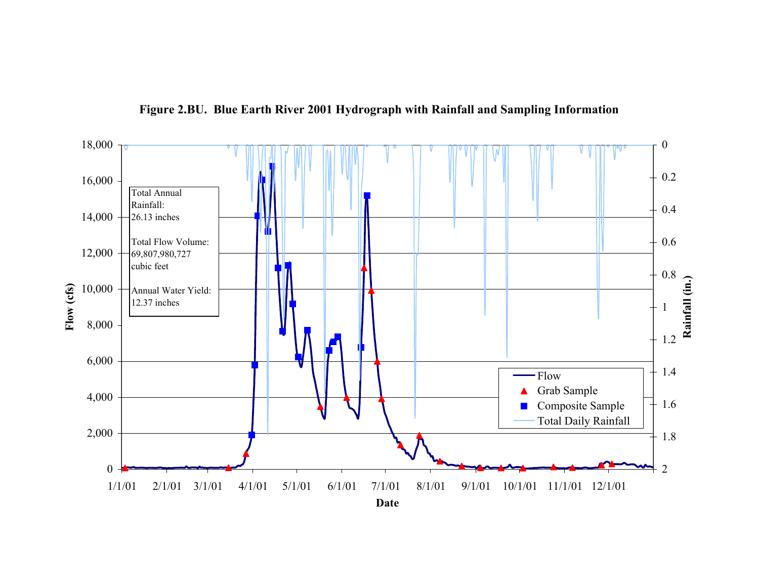**Figure 2.BU. Blue Earth River 2001 Hydrograph with Rainfall and Sampling Information**

Total Annual Rainfall: 26.13 inches

Total Flow Volume: 69,807,980,727 cubic feet

Annual Water Yield: 12.37 inches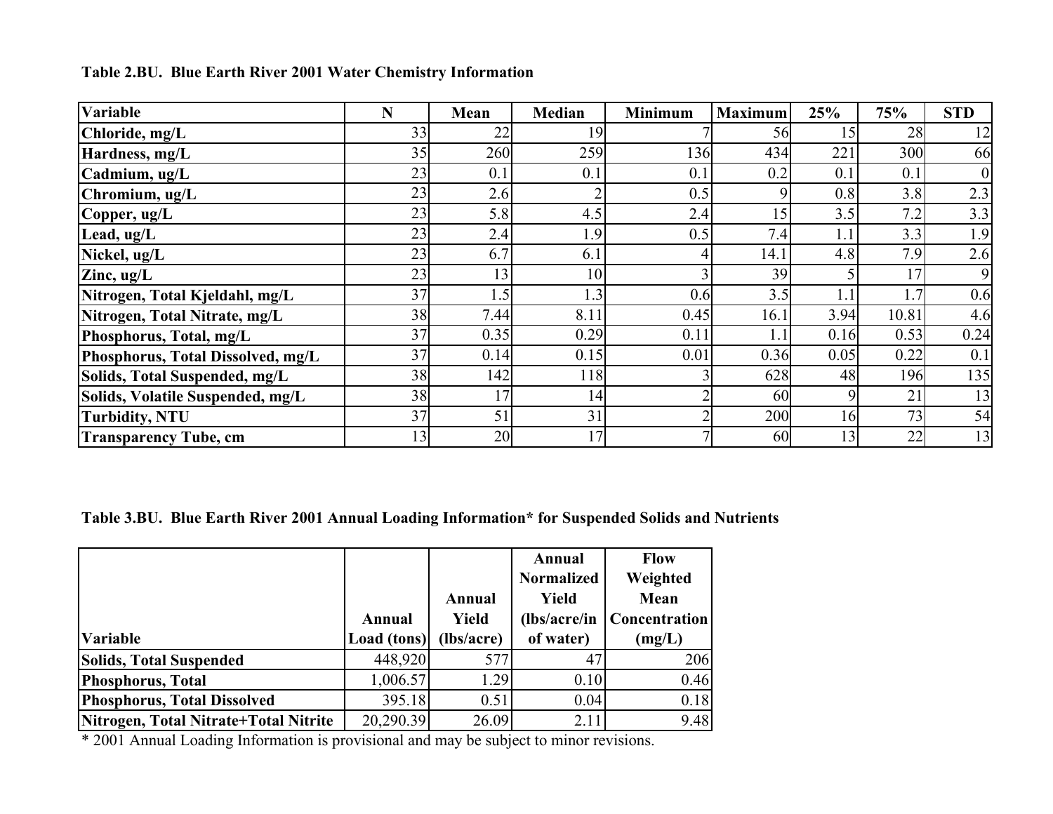**Table 2.BU. Blue Earth River 2001 Water Chemistry Information**

| Variable | N | Mean | Median | Minimum | Maximum | 25% | 75% | STD |
|---|---|---|---|---|---|---|---|---|
| **Chloride, mg/L** | 33 | 22 | 19 | 7 | 56 | 15 | 28 | 12 |
| **Hardness, mg/L** | 35 | 260 | 259 | 136 | 434 | 221 | 300 | 66 |
| **Cadmium, ug/L** | 23 | 0.1 | 0.1 | 0.1 | 0.2 | 0.1 | 0.1 | 0 |
| **Chromium, ug/L** | 23 | 2.6 | 2 | 0.5 | 9 | 0.8 | 3.8 | 2.3 |
| **Copper, ug/L** | 23 | 5.8 | 4.5 | 2.4 | 15 | 3.5 | 7.2 | 3.3 |
| **Lead, ug/L** | 23 | 2.4 | 1.9 | 0.5 | 7.4 | 1.1 | 3.3 | 1.9 |
| **Nickel, ug/L** | 23 | 6.7 | 6.1 | 4 | 14.1 | 4.8 | 7.9 | 2.6 |
| **Zinc, ug/L** | 23 | 13 | 10 | 3 | 39 | 5 | 17 | 9 |
| **Nitrogen, Total Kjeldahl, mg/L** | 37 | 1.5 | 1.3 | 0.6 | 3.5 | 1.1 | 1.7 | 0.6 |
| **Nitrogen, Total Nitrate, mg/L** | 38 | 7.44 | 8.11 | 0.45 | 16.1 | 3.94 | 10.81 | 4.6 |
| **Phosphorus, Total, mg/L** | 37 | 0.35 | 0.29 | 0.11 | 1.1 | 0.16 | 0.53 | 0.24 |
| **Phosphorus, Total Dissolved, mg/L** | 37 | 0.14 | 0.15 | 0.01 | 0.36 | 0.05 | 0.22 | 0.1 |
| **Solids, Total Suspended, mg/L** | 38 | 142 | 118 | 3 | 628 | 48 | 196 | 135 |
| **Solids, Volatile Suspended, mg/L** | 38 | 17 | 14 | 2 | 60 | 9 | 21 | 13 |
| **Turbidity, NTU** | 37 | 51 | 31 | 2 | 200 | 16 | 73 | 54 |
| **Transparency Tube, cm** | 13 | 20 | 17 | 7 | 60 | 13 | 22 | 13 |

**Table 3.BU. Blue Earth River 2001 Annual Loading Information* for Suspended Solids and Nutrients**

| Variable | Annual Load (tons) | Annual Yield (lbs/acre) | Annual Normalized Yield (lbs/acre/in of water) | Flow Weighted Mean Concentration (mg/L) |
|---|---|---|---|---|
| **Solids, Total Suspended** | 448,920 | 577 | 47 | 206 |
| **Phosphorus, Total** | 1,006.57 | 1.29 | 0.10 | 0.46 |
| **Phosphorus, Total Dissolved** | 395.18 | 0.51 | 0.04 | 0.18 |
| **Nitrogen, Total Nitrate+Total Nitrite** | 20,290.39 | 26.09 | 2.11 | 9.48 |

* 2001 Annual Loading Information is provisional and may be subject to minor revisions.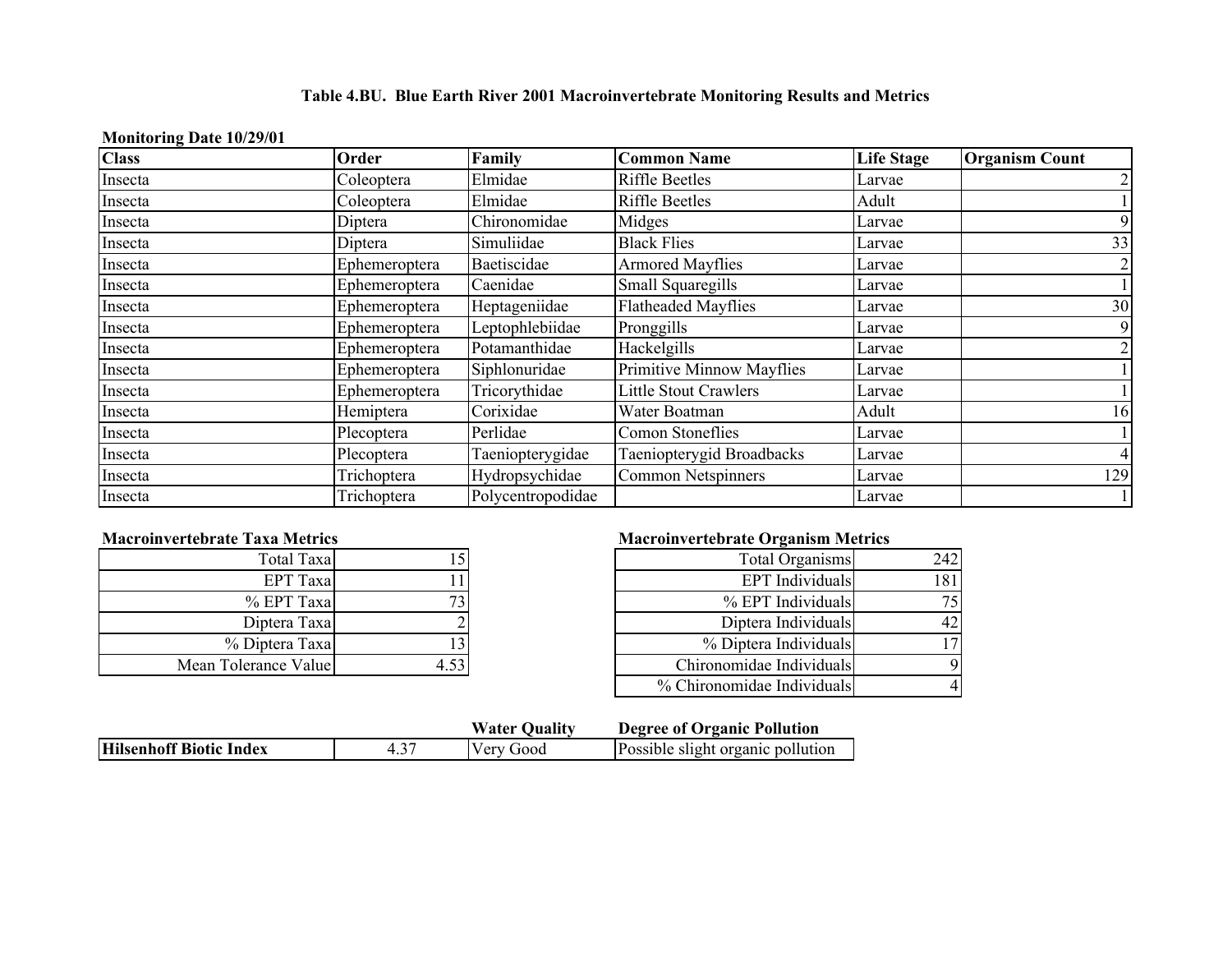**Table 4.BU. Blue Earth River 2001 Macroinvertebrate Monitoring Results and Metrics**

**Monitoring Date 10/29/01**

| Class | Order | Family | Common Name | Life Stage | Organism Count |
|---|---|---|---|---|---|
| Insecta | Coleoptera | Elmidae | Riffle Beetles | Larvae | 2 |
| Insecta | Coleoptera | Elmidae | Riffle Beetles | Adult | 1 |
| Insecta | Diptera | Chironomidae | Midges | Larvae | 9 |
| Insecta | Diptera | Simuliidae | Black Flies | Larvae | 33 |
| Insecta | Ephemeroptera | Baetiscidae | Armored Mayflies | Larvae | 2 |
| Insecta | Ephemeroptera | Caenidae | Small Squaregills | Larvae | 1 |
| Insecta | Ephemeroptera | Heptageniidae | Flatheaded Mayflies | Larvae | 30 |
| Insecta | Ephemeroptera | Leptophlebiidae | Pronggills | Larvae | 9 |
| Insecta | Ephemeroptera | Potamanthidae | Hackelgills | Larvae | 2 |
| Insecta | Ephemeroptera | Siphlonuridae | Primitive Minnow Mayflies | Larvae | 1 |
| Insecta | Ephemeroptera | Tricorythidae | Little Stout Crawlers | Larvae | 1 |
| Insecta | Hemiptera | Corixidae | Water Boatman | Adult | 16 |
| Insecta | Plecoptera | Perlidae | Comon Stoneflies | Larvae | 1 |
| Insecta | Plecoptera | Taeniopterygidae | Taeniopterygid Broadbacks | Larvae | 4 |
| Insecta | Trichoptera | Hydropsychidae | Common Netspinners | Larvae | 129 |
| Insecta | Trichoptera | Polycentropodidae | | Larvae | 1 |

**Macroinvertebrate Taxa Metrics**

| | |
|---|---|
| Total Taxa | 15 |
| EPT Taxa | 11 |
| % EPT Taxa | 73 |
| Diptera Taxa | 2 |
| % Diptera Taxa | 13 |
| Mean Tolerance Value | 4.53 |

**Macroinvertebrate Organism Metrics**

| | |
|---|---|
| Total Organisms | 242 |
| EPT Individuals | 181 |
| % EPT Individuals | 75 |
| Diptera Individuals | 42 |
| % Diptera Individuals | 17 |
| Chironomidae Individuals | 9 |
| % Chironomidae Individuals | 4 |

| | | Water Quality | Degree of Organic Pollution |
|---|---|---|---|
| **Hilsenhoff Biotic Index** | 4.37 | Very Good | Possible slight organic pollution |